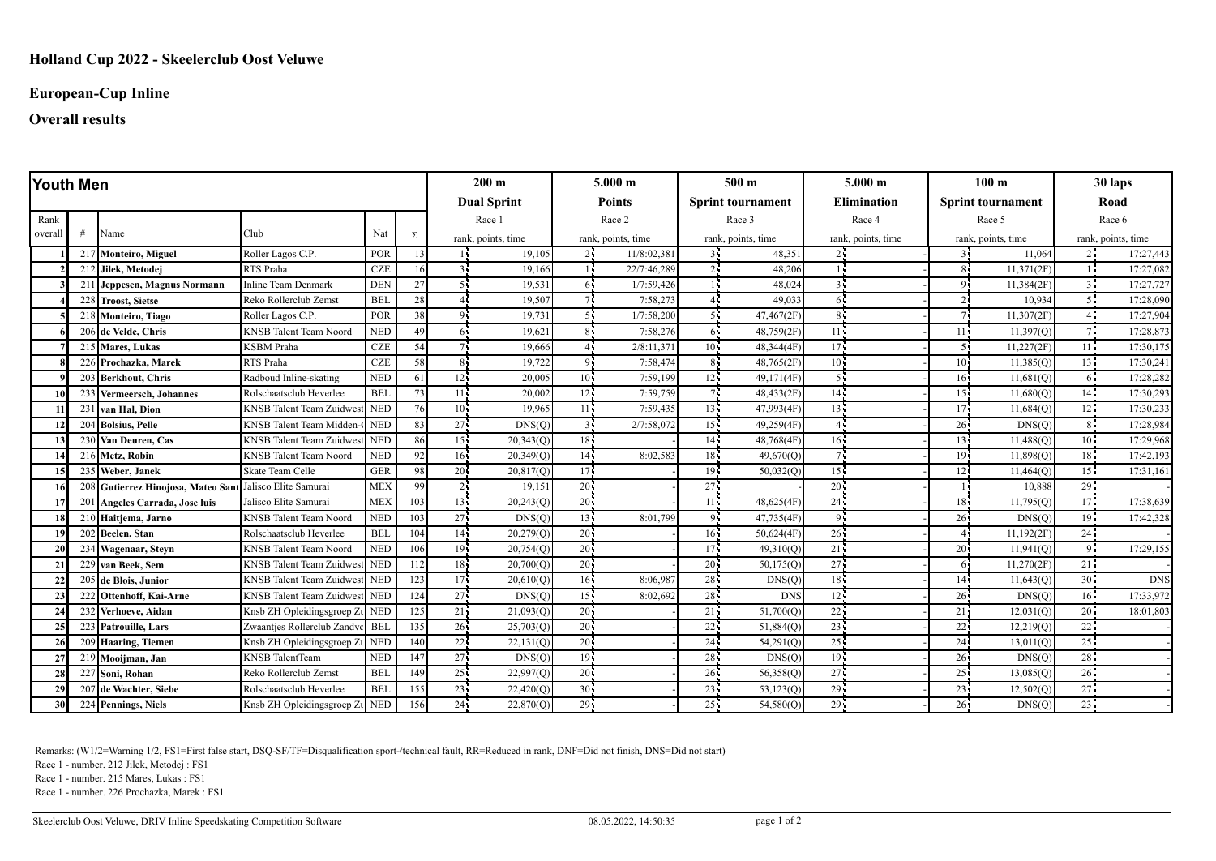## Holland Cup 2022 - Skeelerclub Oost Veluwe

## European-Cup Inline

## Overall results

| Youth Men | | | | | 200 m | | 5.000 m | | 500 m | | 5.000 m | | 100 m | | 30 laps | |
|---|---|---|---|---|---|---|---|---|---|---|---|---|---|---|---|---|
| | | | | | Dual Sprint | | Points | | Sprint tournament | | Elimination | | Sprint tournament | | Road | |
| Rank overall | # | Name | Club | Nat | Σ | Race 1 rank, points, time | | Race 2 rank, points, time | | Race 3 rank, points, time | | Race 4 rank, points, time | | Race 5 rank, points, time | | Race 6 rank, points, time |
| 1 | 217 | Monteiro, Miguel | Roller Lagos C.P. | POR | 13 | 1 | 19,105 | 2 | 11/8:02,381 | 3 | 48,351 | 2 | - | 3 | 11,064 | 2 | 17:27,443 |
| 2 | 212 | Jilek, Metodej | RTS Praha | CZE | 16 | 3 | 19,166 | 1 | 22/7:46,289 | 2 | 48,206 | 1 | - | 8 | 11,371(2F) | 1 | 17:27,082 |
| 3 | 211 | Jeppesen, Magnus Normann | Inline Team Denmark | DEN | 27 | 5 | 19,531 | 6 | 1/7:59,426 | 1 | 48,024 | 3 | - | 9 | 11,384(2F) | 3 | 17:27,727 |
| 4 | 228 | Troost, Sietse | Reko Rollerclub Zemst | BEL | 28 | 4 | 19,507 | 7 | 7:58,273 | 4 | 49,033 | 6 | - | 2 | 10,934 | 5 | 17:28,090 |
| 5 | 218 | Monteiro, Tiago | Roller Lagos C.P. | POR | 38 | 9 | 19,731 | 5 | 1/7:58,200 | 5 | 47,467(2F) | 8 | - | 7 | 11,307(2F) | 4 | 17:27,904 |
| 6 | 206 | de Velde, Chris | KNSB Talent Team Noord | NED | 49 | 6 | 19,621 | 8 | 7:58,276 | 6 | 48,759(2F) | 11 | - | 11 | 11,397(Q) | 7 | 17:28,873 |
| 7 | 215 | Mares, Lukas | KSBM Praha | CZE | 54 | 7 | 19,666 | 4 | 2/8:11,371 | 10 | 48,344(4F) | 17 | - | 5 | 11,227(2F) | 11 | 17:30,175 |
| 8 | 226 | Prochazka, Marek | RTS Praha | CZE | 58 | 8 | 19,722 | 9 | 7:58,474 | 8 | 48,765(2F) | 10 | - | 10 | 11,385(Q) | 13 | 17:30,241 |
| 9 | 203 | Berkhout, Chris | Radboud Inline-skating | NED | 61 | 12 | 20,005 | 10 | 7:59,199 | 12 | 49,171(4F) | 5 | - | 16 | 11,681(Q) | 6 | 17:28,282 |
| 10 | 233 | Vermeersch, Johannes | Rolschaatsclub Heverlee | BEL | 73 | 11 | 20,002 | 12 | 7:59,759 | 7 | 48,433(2F) | 14 | - | 15 | 11,680(Q) | 14 | 17:30,293 |
| 11 | 231 | van Hal, Dion | KNSB Talent Team Zuidwest | NED | 76 | 10 | 19,965 | 11 | 7:59,435 | 13 | 47,993(4F) | 13 | - | 17 | 11,684(Q) | 12 | 17:30,233 |
| 12 | 204 | Bolsius, Pelle | KNSB Talent Team Midden-( | NED | 83 | 27 | DNS(Q) | 3 | 2/7:58,072 | 15 | 49,259(4F) | 4 | - | 26 | DNS(Q) | 8 | 17:28,984 |
| 13 | 230 | Van Deuren, Cas | KNSB Talent Team Zuidwest | NED | 86 | 15 | 20,343(Q) | 18 | - | 14 | 48,768(4F) | 16 | - | 13 | 11,488(Q) | 10 | 17:29,968 |
| 14 | 216 | Metz, Robin | KNSB Talent Team Noord | NED | 92 | 16 | 20,349(Q) | 14 | 8:02,583 | 18 | 49,670(Q) | 7 | - | 19 | 11,898(Q) | 18 | 17:42,193 |
| 15 | 235 | Weber, Janek | Skate Team Celle | GER | 98 | 20 | 20,817(Q) | 17 | - | 19 | 50,032(Q) | 15 | - | 12 | 11,464(Q) | 15 | 17:31,161 |
| 16 | 208 | Gutierrez Hinojosa, Mateo Sant | Jalisco Elite Samurai | MEX | 99 | 2 | 19,151 | 20 | - | 27 | - | 20 | - | 1 | 10,888 | 29 | - |
| 17 | 201 | Angeles Carrada, Jose luis | Jalisco Elite Samurai | MEX | 103 | 13 | 20,243(Q) | 20 | - | 11 | 48,625(4F) | 24 | - | 18 | 11,795(Q) | 17 | 17:38,639 |
| 18 | 210 | Haitjema, Jarno | KNSB Talent Team Noord | NED | 103 | 27 | DNS(Q) | 13 | 8:01,799 | 9 | 47,735(4F) | 9 | - | 26 | DNS(Q) | 19 | 17:42,328 |
| 19 | 202 | Beelen, Stan | Rolschaatsclub Heverlee | BEL | 104 | 14 | 20,279(Q) | 20 | - | 16 | 50,624(4F) | 26 | - | 4 | 11,192(2F) | 24 | - |
| 20 | 234 | Wagenaar, Steyn | KNSB Talent Team Noord | NED | 106 | 19 | 20,754(Q) | 20 | - | 17 | 49,310(Q) | 21 | - | 20 | 11,941(Q) | 9 | 17:29,155 |
| 21 | 229 | van Beek, Sem | KNSB Talent Team Zuidwest | NED | 112 | 18 | 20,700(Q) | 20 | - | 20 | 50,175(Q) | 27 | - | 6 | 11,270(2F) | 21 | - |
| 22 | 205 | de Blois, Junior | KNSB Talent Team Zuidwest | NED | 123 | 17 | 20,610(Q) | 16 | 8:06,987 | 28 | DNS(Q) | 18 | - | 14 | 11,643(Q) | 30 | DNS |
| 23 | 222 | Ottenhoff, Kai-Arne | KNSB Talent Team Zuidwest | NED | 124 | 27 | DNS(Q) | 15 | 8:02,692 | 28 | DNS | 12 | - | 26 | DNS(Q) | 16 | 17:33,972 |
| 24 | 232 | Verhoeve, Aidan | Knsb ZH Opleidingsgroep Zu | NED | 125 | 21 | 21,093(Q) | 20 | - | 21 | 51,700(Q) | 22 | - | 21 | 12,031(Q) | 20 | 18:01,803 |
| 25 | 223 | Patrouille, Lars | Zwaantjes Rollerclub Zandvo | BEL | 135 | 26 | 25,703(Q) | 20 | - | 22 | 51,884(Q) | 23 | - | 22 | 12,219(Q) | 22 | - |
| 26 | 209 | Haaring, Tiemen | Knsb ZH Opleidingsgroep Zu | NED | 140 | 22 | 22,131(Q) | 20 | - | 24 | 54,291(Q) | 25 | - | 24 | 13,011(Q) | 25 | - |
| 27 | 219 | Mooijman, Jan | KNSB TalentTeam | NED | 147 | 27 | DNS(Q) | 19 | - | 28 | DNS(Q) | 19 | - | 26 | DNS(Q) | 28 | - |
| 28 | 227 | Soni, Rohan | Reko Rollerclub Zemst | BEL | 149 | 25 | 22,997(Q) | 20 | - | 26 | 56,358(Q) | 27 | - | 25 | 13,085(Q) | 26 | - |
| 29 | 207 | de Wachter, Siebe | Rolschaatsclub Heverlee | BEL | 155 | 23 | 22,420(Q) | 30 | - | 23 | 53,123(Q) | 29 | - | 23 | 12,502(Q) | 27 | - |
| 30 | 224 | Pennings, Niels | Knsb ZH Opleidingsgroep Zu | NED | 156 | 24 | 22,870(Q) | 29 | - | 25 | 54,580(Q) | 29 | - | 26 | DNS(Q) | 23 | - |

Remarks: (W1/2=Warning 1/2, FS1=First false start, DSQ-SF/TF=Disqualification sport-/technical fault, RR=Reduced in rank, DNF=Did not finish, DNS=Did not start)

Race 1 - number. 212 Jilek, Metodej : FS1

Race 1 - number. 215 Mares, Lukas : FS1

Race 1 - number. 226 Prochazka, Marek : FS1

Skeelerclub Oost Veluwe, DRIV Inline Speedskating Competition Software 08.05.2022, 14:50:35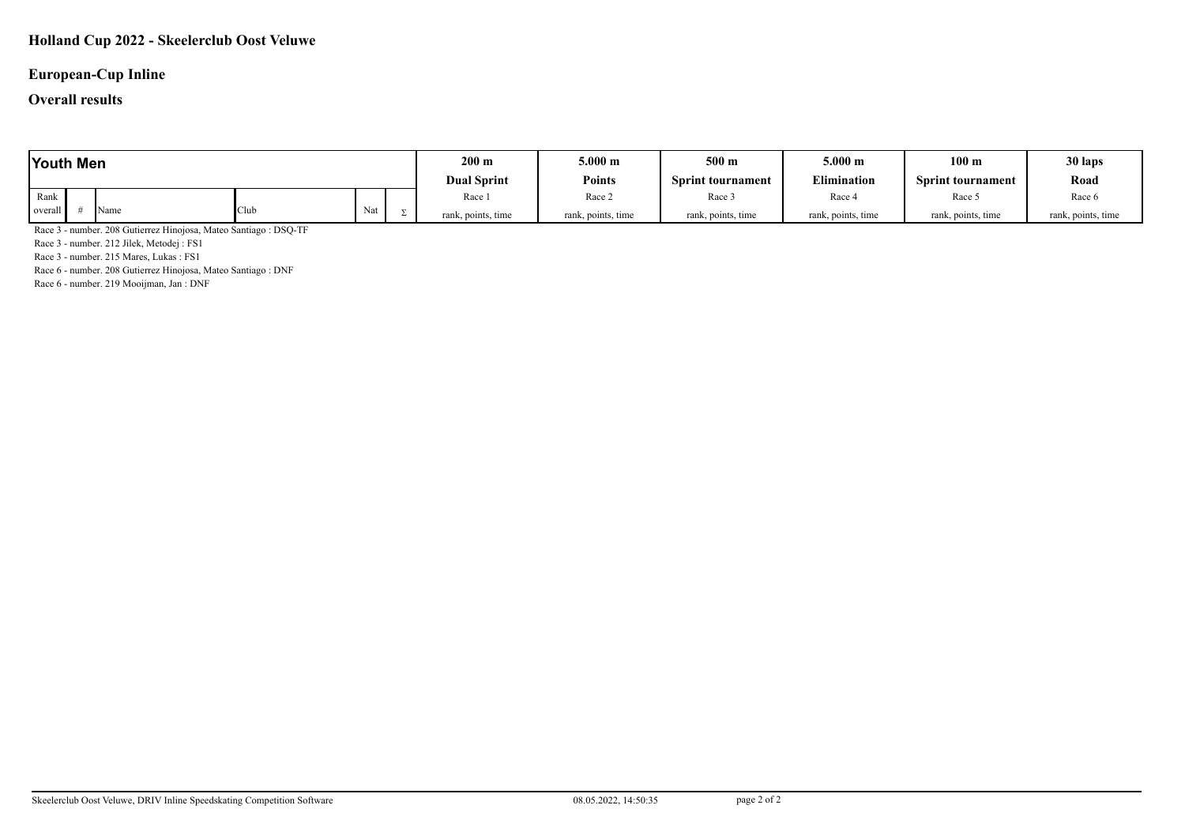**Holland Cup 2022 - Skeelerclub Oost Veluwe**

**European-Cup Inline**

**Overall results**

| Youth Men | | | | | | 200 m Dual Sprint | 5.000 m Points | 500 m Sprint tournament | 5.000 m Elimination | 100 m Sprint tournament | 30 laps Road |
|---|---|---|---|---|---|---|---|---|---|---|---|
| Rank overall | # | Name | Club | Nat | Σ | Race 1<br>rank, points, time | Race 2<br>rank, points, time | Race 3<br>rank, points, time | Race 4<br>rank, points, time | Race 5<br>rank, points, time | Race 6<br>rank, points, time |

Race 3 - number. 208 Gutierrez Hinojosa, Mateo Santiago : DSQ-TF

Race 3 - number. 212 Jilek, Metodej : FS1

Race 3 - number. 215 Mares, Lukas : FS1

Race 6 - number. 208 Gutierrez Hinojosa, Mateo Santiago : DNF

Race 6 - number. 219 Mooijman, Jan : DNF

Skeelerclub Oost Veluwe, DRIV Inline Speedskating Competition Software    08.05.2022, 14:50:35